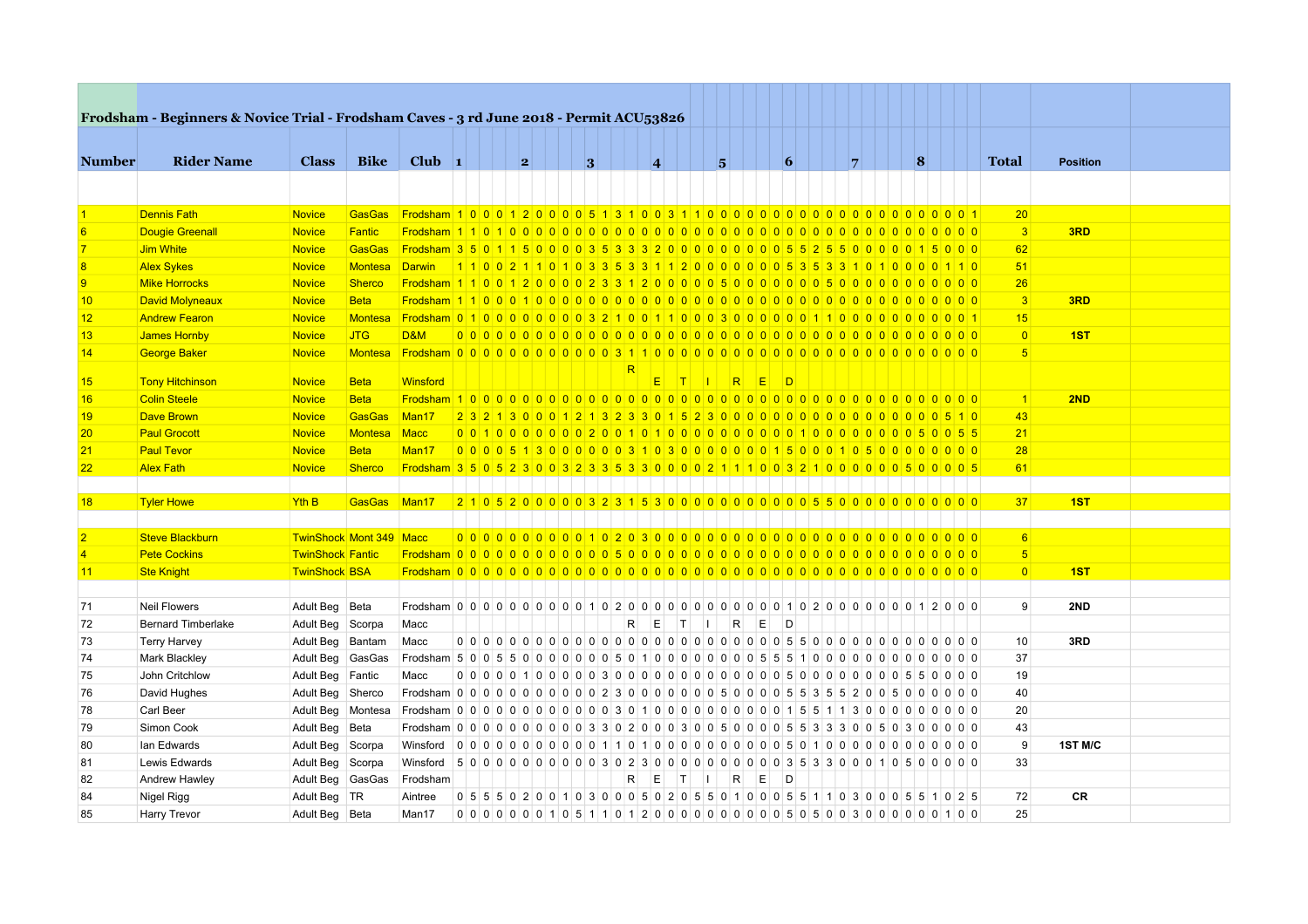# Frodsham - Beginners & Novice Trial - Frodsham Caves - 3 rd June 2018 - Permit ACU53826

| Number | Rider Name | Class | Bike | Club | 1 | | | | | 2 | | | | | 3 | | | | | 4 | | | | | 5 | | | | | 6 | | | | | 7 | | | | | 8 | | | | | Total | Position |
|---|---|---|---|---|---|---|---|---|---|---|---|---|---|---|---|---|---|---|---|---|---|---|---|---|---|---|---|---|---|---|---|---|---|---|---|---|---|---|---|---|---|---|---|---|---|---|
| 1 | Dennis Fath | Novice | GasGas | Frodsham | 1 | 0 | 0 | 0 | 1 | 2 | 0 | 0 | 0 | 0 | 0 | 5 | 1 | 3 | 1 | 0 | 0 | 3 | 1 | 1 | 0 | 0 | 0 | 0 | 0 | 0 | 0 | 0 | 0 | 0 | 0 | 0 | 0 | 0 | 0 | 0 | 0 | 0 | 0 | 1 | 20 | |
| 6 | Dougie Greenall | Novice | Fantic | Frodsham | 1 | 1 | 0 | 1 | 0 | 0 | 0 | 0 | 0 | 0 | 0 | 0 | 0 | 0 | 0 | 0 | 0 | 0 | 0 | 0 | 0 | 0 | 0 | 0 | 0 | 0 | 0 | 0 | 0 | 0 | 0 | 0 | 0 | 0 | 0 | 0 | 0 | 0 | 0 | 0 | 3 | 3RD |
| 7 | Jim White | Novice | GasGas | Frodsham | 3 | 5 | 0 | 1 | 1 | 5 | 0 | 0 | 0 | 0 | 3 | 5 | 3 | 3 | 3 | 2 | 0 | 0 | 0 | 0 | 0 | 0 | 0 | 0 | 0 | 5 | 5 | 2 | 5 | 5 | 0 | 0 | 0 | 0 | 0 | 1 | 5 | 0 | 0 | 0 | 62 | |
| 8 | Alex Sykes | Novice | Montesa | Darwin | 1 | 1 | 0 | 0 | 2 | 1 | 1 | 0 | 1 | 0 | 3 | 3 | 5 | 3 | 3 | 1 | 1 | 2 | 0 | 0 | 0 | 0 | 0 | 0 | 0 | 5 | 3 | 5 | 3 | 3 | 1 | 0 | 1 | 0 | 0 | 0 | 0 | 1 | 1 | 0 | 51 | |
| 9 | Mike Horrocks | Novice | Sherco | Frodsham | 1 | 1 | 0 | 0 | 1 | 2 | 0 | 0 | 0 | 0 | 2 | 3 | 3 | 1 | 2 | 0 | 0 | 0 | 0 | 0 | 5 | 0 | 0 | 0 | 0 | 0 | 0 | 0 | 5 | 0 | 0 | 0 | 0 | 0 | 0 | 0 | 0 | 0 | 0 | 0 | 26 | |
| 10 | David Molyneaux | Novice | Beta | Frodsham | 1 | 1 | 0 | 0 | 0 | 1 | 0 | 0 | 0 | 0 | 0 | 0 | 0 | 0 | 0 | 0 | 0 | 0 | 0 | 0 | 0 | 0 | 0 | 0 | 0 | 0 | 0 | 0 | 0 | 0 | 0 | 0 | 0 | 0 | 0 | 0 | 0 | 0 | 0 | 0 | 3 | 3RD |
| 12 | Andrew Fearon | Novice | Montesa | Frodsham | 0 | 1 | 0 | 0 | 0 | 0 | 0 | 0 | 0 | 0 | 3 | 2 | 1 | 0 | 0 | 1 | 1 | 0 | 0 | 0 | 3 | 0 | 0 | 0 | 0 | 0 | 1 | 1 | 0 | 0 | 0 | 0 | 0 | 0 | 0 | 0 | 0 | 0 | 0 | 1 | 15 | |
| 13 | James Hornby | Novice | JTG | D&M | 0 | 0 | 0 | 0 | 0 | 0 | 0 | 0 | 0 | 0 | 0 | 0 | 0 | 0 | 0 | 0 | 0 | 0 | 0 | 0 | 0 | 0 | 0 | 0 | 0 | 0 | 0 | 0 | 0 | 0 | 0 | 0 | 0 | 0 | 0 | 0 | 0 | 0 | 0 | 0 | 0 | 1ST |
| 14 | George Baker | Novice | Montesa | Frodsham | 0 | 0 | 0 | 0 | 0 | 0 | 0 | 0 | 0 | 0 | 0 | 0 | 0 | 3 | 1 | 1 | 0 | 0 | 0 | 0 | 0 | 0 | 0 | 0 | 0 | 0 | 0 | 0 | 0 | 0 | 0 | 0 | 0 | 0 | 0 | 0 | 0 | 0 | 0 | 0 | 5 | |
| 15 | Tony Hitchinson | Novice | Beta | Winsford | | | | | | | | | | | | | | R | | E | | T | | I | | R | | E | | D | | | | | | | | | | | | | | | | |
| 16 | Colin Steele | Novice | Beta | Frodsham | 1 | 0 | 0 | 0 | 0 | 0 | 0 | 0 | 0 | 0 | 0 | 0 | 0 | 0 | 0 | 0 | 0 | 0 | 0 | 0 | 0 | 0 | 0 | 0 | 0 | 0 | 0 | 0 | 0 | 0 | 0 | 0 | 0 | 0 | 0 | 0 | 0 | 0 | 0 | 0 | 1 | 2ND |
| 19 | Dave Brown | Novice | GasGas | Man17 | 2 | 3 | 2 | 1 | 3 | 0 | 0 | 0 | 1 | 2 | 1 | 3 | 2 | 3 | 3 | 0 | 1 | 5 | 2 | 3 | 0 | 0 | 0 | 0 | 0 | 0 | 0 | 0 | 0 | 0 | 0 | 0 | 0 | 0 | 0 | 0 | 0 | 5 | 1 | 0 | 43 | |
| 20 | Paul Grocott | Novice | Montesa | Macc | 0 | 0 | 1 | 0 | 0 | 0 | 0 | 0 | 0 | 0 | 2 | 0 | 0 | 1 | 0 | 1 | 0 | 0 | 0 | 0 | 0 | 0 | 0 | 0 | 0 | 0 | 1 | 0 | 0 | 0 | 0 | 0 | 0 | 0 | 0 | 5 | 0 | 0 | 5 | 5 | 21 | |
| 21 | Paul Tevor | Novice | Beta | Man17 | 0 | 0 | 0 | 0 | 5 | 1 | 3 | 0 | 0 | 0 | 0 | 0 | 0 | 3 | 1 | 0 | 3 | 0 | 0 | 0 | 0 | 0 | 0 | 0 | 0 | 1 | 5 | 0 | 0 | 0 | 1 | 0 | 5 | 0 | 0 | 0 | 0 | 0 | 0 | 0 | 28 | |
| 22 | Alex Fath | Novice | Sherco | Frodsham | 3 | 5 | 0 | 5 | 2 | 3 | 0 | 0 | 3 | 2 | 3 | 3 | 5 | 3 | 3 | 0 | 0 | 0 | 0 | 2 | 1 | 1 | 1 | 0 | 0 | 3 | 2 | 1 | 0 | 0 | 0 | 0 | 0 | 0 | 5 | 0 | 0 | 0 | 0 | 5 | 61 | |
| 18 | Tyler Howe | Yth B | GasGas | Man17 | 2 | 1 | 0 | 5 | 2 | 0 | 0 | 0 | 0 | 0 | 3 | 2 | 3 | 1 | 5 | 3 | 0 | 0 | 0 | 0 | 0 | 0 | 0 | 0 | 0 | 0 | 0 | 0 | 5 | 5 | 0 | 0 | 0 | 0 | 0 | 0 | 0 | 0 | 0 | 0 | 37 | 1ST |
| 2 | Steve Blackburn | TwinShock | Mont 349 | Macc | 0 | 0 | 0 | 0 | 0 | 0 | 0 | 0 | 0 | 0 | 1 | 0 | 2 | 0 | 3 | 0 | 0 | 0 | 0 | 0 | 0 | 0 | 0 | 0 | 0 | 0 | 0 | 0 | 0 | 0 | 0 | 0 | 0 | 0 | 0 | 0 | 0 | 0 | 0 | 0 | 6 | |
| 4 | Pete Cockins | TwinShock | Fantic | Frodsham | 0 | 0 | 0 | 0 | 0 | 0 | 0 | 0 | 0 | 0 | 0 | 0 | 5 | 0 | 0 | 0 | 0 | 0 | 0 | 0 | 0 | 0 | 0 | 0 | 0 | 0 | 0 | 0 | 0 | 0 | 0 | 0 | 0 | 0 | 0 | 0 | 0 | 0 | 0 | 0 | 5 | |
| 11 | Ste Knight | TwinShock | BSA | Frodsham | 0 | 0 | 0 | 0 | 0 | 0 | 0 | 0 | 0 | 0 | 0 | 0 | 0 | 0 | 0 | 0 | 0 | 0 | 0 | 0 | 0 | 0 | 0 | 0 | 0 | 0 | 0 | 0 | 0 | 0 | 0 | 0 | 0 | 0 | 0 | 0 | 0 | 0 | 0 | 0 | 0 | 1ST |
| 71 | Neil Flowers | Adult Beg | Beta | Frodsham | 0 | 0 | 0 | 0 | 0 | 0 | 0 | 0 | 0 | 0 | 1 | 0 | 2 | 0 | 0 | 0 | 0 | 0 | 0 | 0 | 0 | 0 | 0 | 0 | 0 | 0 | 1 | 0 | 2 | 0 | 0 | 0 | 0 | 0 | 0 | 1 | 2 | 0 | 0 | 0 | 9 | 2ND |
| 72 | Bernard Timberlake | Adult Beg | Scorpa | Macc | | | | | | | | | | | | | | R | | E | | T | | I | | R | | E | | D | | | | | | | | | | | | | | | | |
| 73 | Terry Harvey | Adult Beg | Bantam | Macc | 0 | 0 | 0 | 0 | 0 | 0 | 0 | 0 | 0 | 0 | 0 | 0 | 0 | 0 | 0 | 0 | 0 | 0 | 0 | 0 | 0 | 0 | 0 | 0 | 0 | 0 | 5 | 5 | 0 | 0 | 0 | 0 | 0 | 0 | 0 | 0 | 0 | 0 | 0 | 0 | 10 | 3RD |
| 74 | Mark Blackley | Adult Beg | GasGas | Frodsham | 5 | 0 | 0 | 5 | 5 | 0 | 0 | 0 | 0 | 0 | 0 | 0 | 5 | 0 | 1 | 0 | 0 | 0 | 0 | 0 | 0 | 0 | 0 | 0 | 0 | 5 | 5 | 5 | 1 | 0 | 0 | 0 | 0 | 0 | 0 | 0 | 0 | 0 | 0 | 0 | 37 | |
| 75 | John Critchlow | Adult Beg | Fantic | Macc | 0 | 0 | 0 | 0 | 0 | 1 | 0 | 0 | 0 | 0 | 0 | 3 | 0 | 0 | 0 | 0 | 0 | 0 | 0 | 0 | 0 | 0 | 0 | 0 | 0 | 0 | 5 | 0 | 0 | 0 | 0 | 0 | 0 | 0 | 0 | 5 | 5 | 0 | 0 | 0 | 19 | |
| 76 | David Hughes | Adult Beg | Sherco | Frodsham | 0 | 0 | 0 | 0 | 0 | 0 | 0 | 0 | 0 | 0 | 0 | 0 | 2 | 3 | 0 | 0 | 0 | 0 | 0 | 0 | 0 | 5 | 0 | 0 | 0 | 0 | 0 | 5 | 5 | 3 | 5 | 5 | 2 | 0 | 0 | 5 | 0 | 0 | 0 | 0 | 40 | |
| 78 | Carl Beer | Adult Beg | Montesa | Frodsham | 0 | 0 | 0 | 0 | 0 | 0 | 0 | 0 | 0 | 0 | 0 | 0 | 0 | 3 | 0 | 1 | 0 | 0 | 0 | 0 | 0 | 0 | 0 | 0 | 1 | 5 | 5 | 1 | 1 | 3 | 0 | 0 | 0 | 0 | 0 | 0 | 0 | 0 | 0 | 0 | 20 | |
| 79 | Simon Cook | Adult Beg | Beta | Frodsham | 0 | 0 | 0 | 0 | 0 | 0 | 0 | 0 | 0 | 0 | 3 | 3 | 0 | 2 | 0 | 0 | 0 | 3 | 0 | 0 | 5 | 0 | 0 | 0 | 0 | 5 | 5 | 3 | 3 | 3 | 0 | 0 | 5 | 0 | 3 | 0 | 0 | 0 | 0 | 0 | 43 | |
| 80 | Ian Edwards | Adult Beg | Scorpa | Winsford | 0 | 0 | 0 | 0 | 0 | 0 | 0 | 0 | 0 | 0 | 0 | 0 | 1 | 1 | 0 | 1 | 0 | 0 | 0 | 0 | 0 | 0 | 0 | 0 | 0 | 0 | 5 | 0 | 1 | 0 | 0 | 0 | 0 | 0 | 0 | 0 | 0 | 0 | 0 | 0 | 9 | 1ST M/C |
| 81 | Lewis Edwards | Adult Beg | Scorpa | Winsford | 5 | 0 | 0 | 0 | 0 | 0 | 0 | 0 | 0 | 0 | 0 | 3 | 0 | 2 | 3 | 0 | 0 | 0 | 0 | 0 | 0 | 0 | 0 | 0 | 0 | 3 | 5 | 3 | 3 | 0 | 0 | 0 | 1 | 0 | 5 | 0 | 0 | 0 | 0 | 0 | 33 | |
| 82 | Andrew Hawley | Adult Beg | GasGas | Frodsham | | | | | | | | | | | | | | R | | E | | T | | I | | R | | E | | D | | | | | | | | | | | | | | | | |
| 84 | Nigel Rigg | Adult Beg | TR | Aintree | 0 | 5 | 5 | 5 | 0 | 2 | 0 | 0 | 1 | 0 | 3 | 0 | 0 | 0 | 5 | 0 | 2 | 0 | 5 | 5 | 0 | 1 | 0 | 0 | 0 | 5 | 5 | 1 | 1 | 0 | 3 | 0 | 0 | 0 | 5 | 5 | 1 | 0 | 2 | 5 | 72 | CR |
| 85 | Harry Trevor | Adult Beg | Beta | Man17 | 0 | 0 | 0 | 0 | 0 | 0 | 0 | 1 | 0 | 5 | 1 | 1 | 0 | 1 | 2 | 0 | 0 | 0 | 0 | 0 | 0 | 0 | 0 | 0 | 0 | 5 | 0 | 5 | 0 | 0 | 3 | 0 | 0 | 0 | 0 | 0 | 0 | 1 | 0 | 0 | 25 | |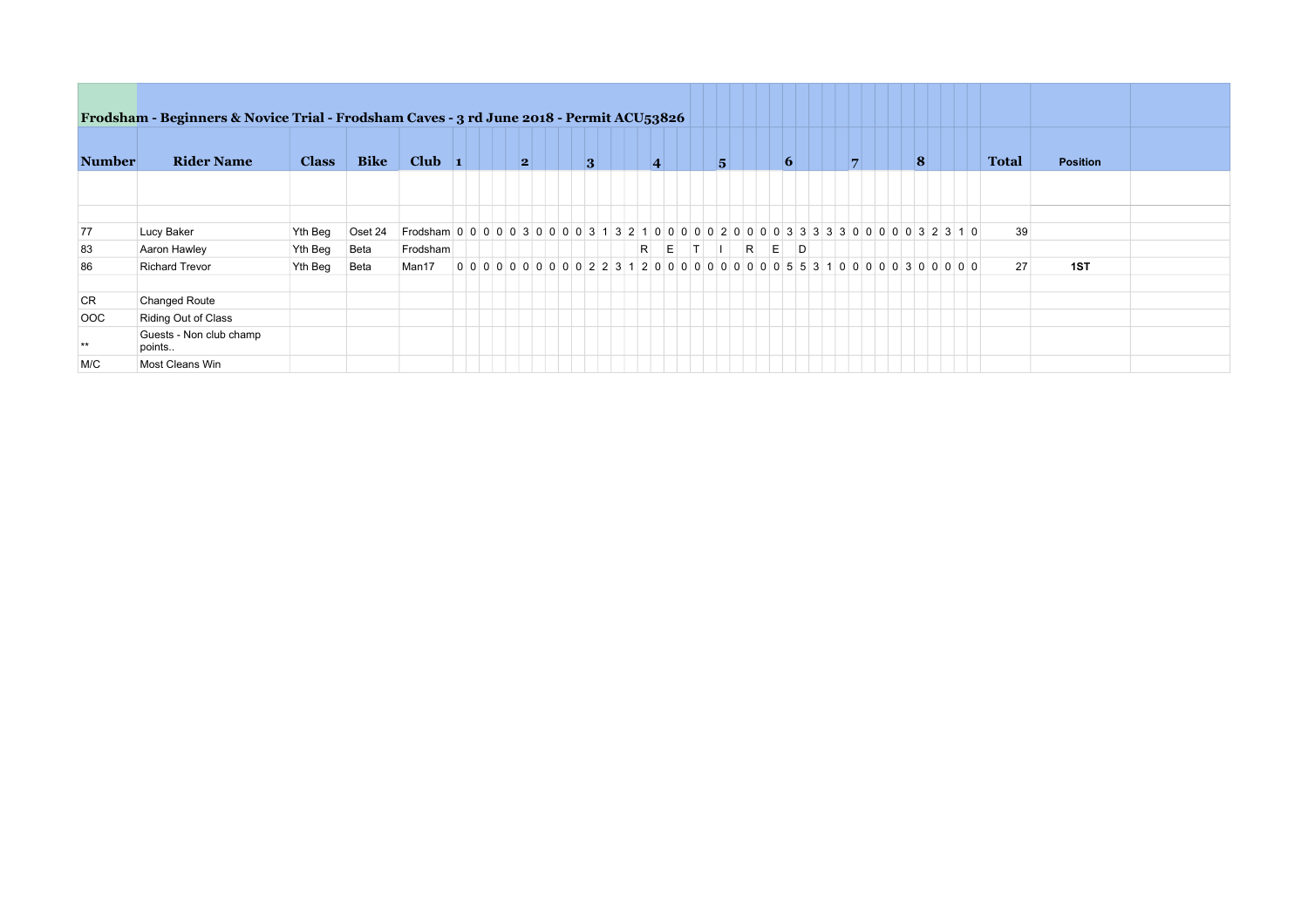# Frodsham - Beginners & Novice Trial - Frodsham Caves - 3 rd June 2018 - Permit ACU53826

| Number | Rider Name | Class | Bike | Club | 1 | | | | | 2 | | | | | 3 | | | | | 4 | | | | | 5 | | | | | 6 | | | | | 7 | | | | | 8 | | | | | Total | Position |
|---|---|---|---|---|---|---|---|---|---|---|---|---|---|---|---|---|---|---|---|---|---|---|---|---|---|---|---|---|---|---|---|---|---|---|---|---|---|---|---|---|---|---|---|---|---|---|
| 77 | Lucy Baker | Yth Beg | Oset 24 | Frodsham | 0 | 0 | 0 | 0 | 0 | 3 | 0 | 0 | 0 | 0 | 3 | 1 | 3 | 2 | 1 | 0 | 0 | 0 | 0 | 0 | 2 | 0 | 0 | 0 | 0 | 3 | 3 | 3 | 3 | 3 | 0 | 0 | 0 | 0 | 0 | 3 | 2 | 3 | 1 | 0 | 39 | |
| 83 | Aaron Hawley | Yth Beg | Beta | Frodsham | | | | | | | | | | | | | | | R | | E | | T | | I | | R | | E | | D | | | | | | | | | | | | | | | |
| 86 | Richard Trevor | Yth Beg | Beta | Man17 | 0 | 0 | 0 | 0 | 0 | 0 | 0 | 0 | 0 | 0 | 2 | 2 | 3 | 1 | 2 | 0 | 0 | 0 | 0 | 0 | 0 | 0 | 0 | 0 | 0 | 5 | 5 | 3 | 1 | 0 | 0 | 0 | 0 | 0 | 0 | 3 | 0 | 0 | 0 | 0 | 27 | 1ST |
| CR | Changed Route | | | | | | | | | | | | | | | | | | | | | | | | | | | | | | | | | | | | | | | | | | | | | |
| OOC | Riding Out of Class | | | | | | | | | | | | | | | | | | | | | | | | | | | | | | | | | | | | | | | | | | | | | |
| ** | Guests - Non club champ points.. | | | | | | | | | | | | | | | | | | | | | | | | | | | | | | | | | | | | | | | | | | | | | |
| M/C | Most Cleans Win | | | | | | | | | | | | | | | | | | | | | | | | | | | | | | | | | | | | | | | | | | | | | |